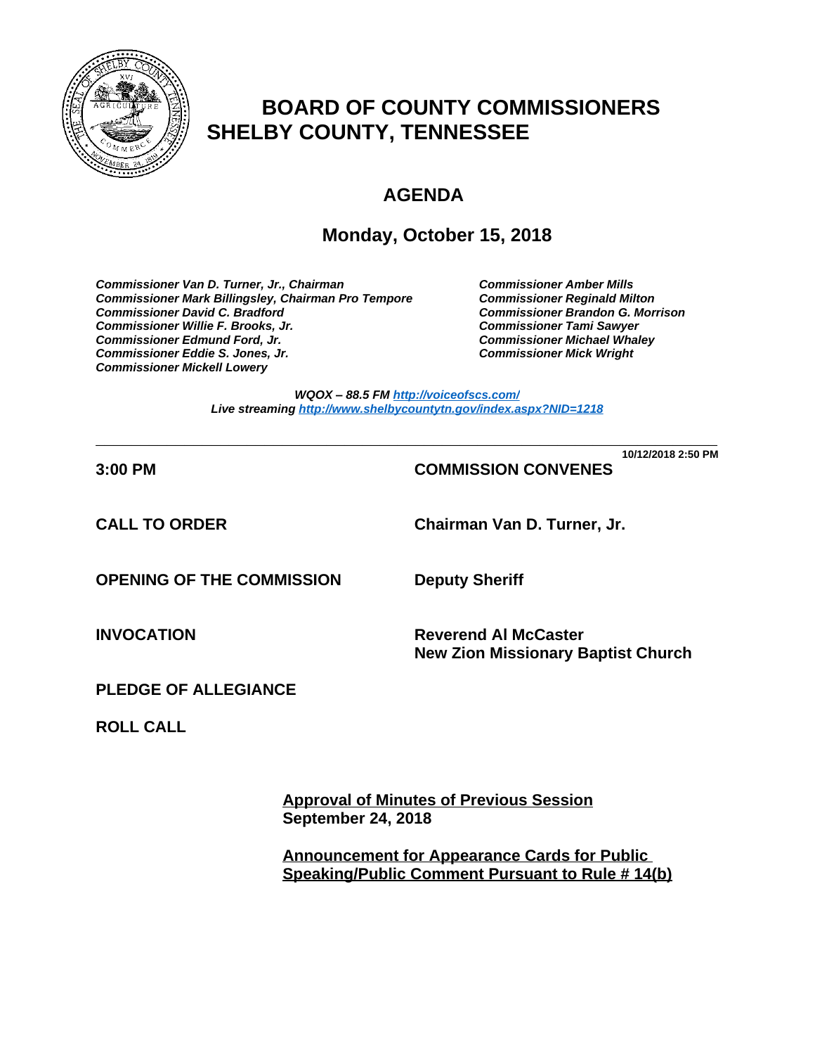# BOARD OF COUNTY COMMISSIONERS
# SHELBY COUNTY, TENNESSEE

## AGENDA

### Monday, October 15, 2018

*Commissioner Van D. Turner, Jr., Chairman*
*Commissioner Mark Billingsley, Chairman Pro Tempore*
*Commissioner David C. Bradford*
*Commissioner Willie F. Brooks, Jr.*
*Commissioner Edmund Ford, Jr.*
*Commissioner Eddie S. Jones, Jr.*
*Commissioner Mickell Lowery*
*Commissioner Amber Mills*
*Commissioner Reginald Milton*
*Commissioner Brandon G. Morrison*
*Commissioner Tami Sawyer*
*Commissioner Michael Whaley*
*Commissioner Mick Wright*

*WQOX – 88.5 FM [http://voiceofscs.com/](http://voiceofscs.com/)*
*Live streaming [http://www.shelbycountytn.gov/index.aspx?NID=1218](http://www.shelbycountytn.gov/index.aspx?NID=1218)*

---

10/12/2018 2:50 PM

**3:00 PM** — **COMMISSION CONVENES**

**CALL TO ORDER** — **Chairman Van D. Turner, Jr.**

**OPENING OF THE COMMISSION** — **Deputy Sheriff**

**INVOCATION** — **Reverend Al McCaster, New Zion Missionary Baptist Church**

**PLEDGE OF ALLEGIANCE**

**ROLL CALL**

**Approval of Minutes of Previous Session**
**September 24, 2018**

**Announcement for Appearance Cards for Public Speaking/Public Comment Pursuant to Rule # 14(b)**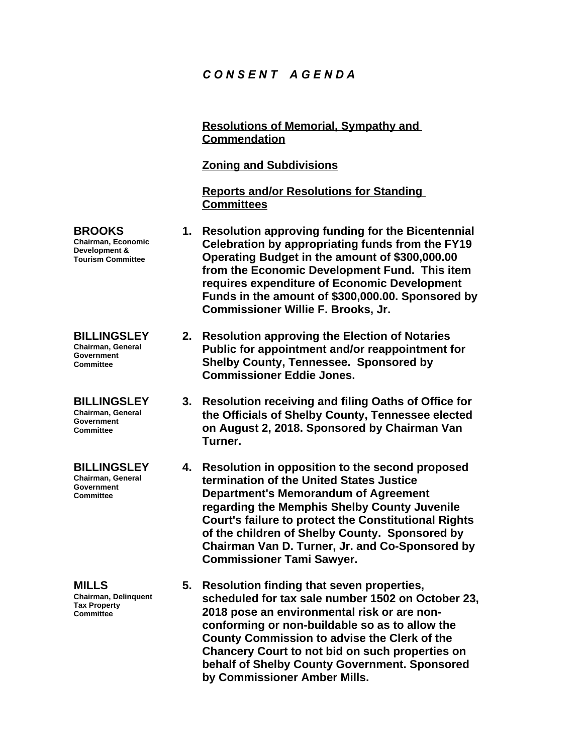# *C O N S E N T   A G E N D A*

**Resolutions of Memorial, Sympathy and Commendation**

**Zoning and Subdivisions**

**Reports and/or Resolutions for Standing Committees**

**BROOKS**
Chairman, Economic Development & Tourism Committee

1. **Resolution approving funding for the Bicentennial Celebration by appropriating funds from the FY19 Operating Budget in the amount of $300,000.00 from the Economic Development Fund. This item requires expenditure of Economic Development Funds in the amount of $300,000.00. Sponsored by Commissioner Willie F. Brooks, Jr.**

**BILLINGSLEY**
Chairman, General Government Committee

2. **Resolution approving the Election of Notaries Public for appointment and/or reappointment for Shelby County, Tennessee. Sponsored by Commissioner Eddie Jones.**

**BILLINGSLEY**
Chairman, General Government Committee

3. **Resolution receiving and filing Oaths of Office for the Officials of Shelby County, Tennessee elected on August 2, 2018. Sponsored by Chairman Van Turner.**

**BILLINGSLEY**
Chairman, General Government Committee

4. **Resolution in opposition to the second proposed termination of the United States Justice Department's Memorandum of Agreement regarding the Memphis Shelby County Juvenile Court's failure to protect the Constitutional Rights of the children of Shelby County. Sponsored by Chairman Van D. Turner, Jr. and Co-Sponsored by Commissioner Tami Sawyer.**

**MILLS**
Chairman, Delinquent Tax Property Committee

5. **Resolution finding that seven properties, scheduled for tax sale number 1502 on October 23, 2018 pose an environmental risk or are non-conforming or non-buildable so as to allow the County Commission to advise the Clerk of the Chancery Court to not bid on such properties on behalf of Shelby County Government. Sponsored by Commissioner Amber Mills.**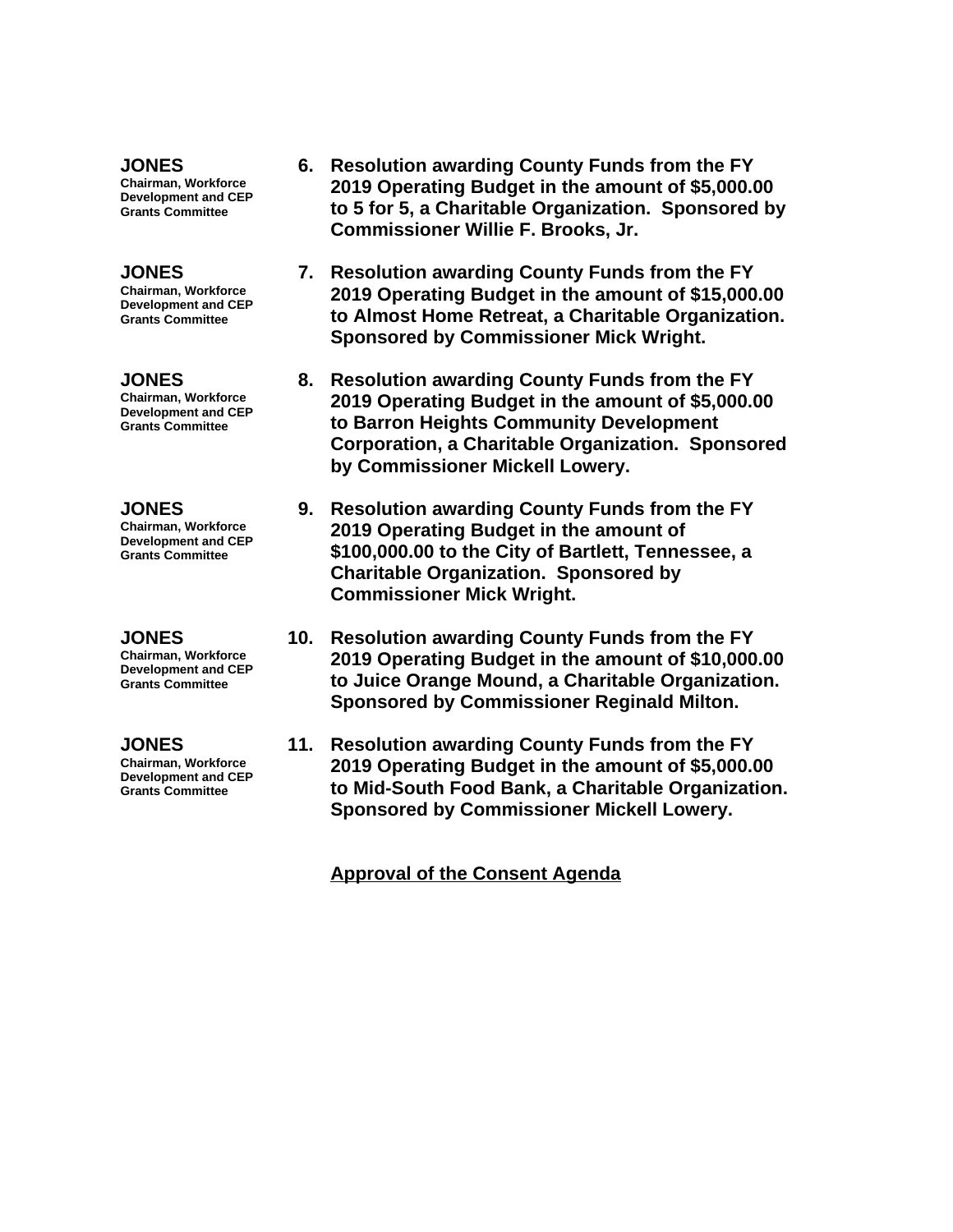**JONES**
**Chairman, Workforce Development and CEP Grants Committee**

6. **Resolution awarding County Funds from the FY 2019 Operating Budget in the amount of $5,000.00 to 5 for 5, a Charitable Organization. Sponsored by Commissioner Willie F. Brooks, Jr.**

**JONES**
**Chairman, Workforce Development and CEP Grants Committee**

7. **Resolution awarding County Funds from the FY 2019 Operating Budget in the amount of $15,000.00 to Almost Home Retreat, a Charitable Organization. Sponsored by Commissioner Mick Wright.**

**JONES**
**Chairman, Workforce Development and CEP Grants Committee**

8. **Resolution awarding County Funds from the FY 2019 Operating Budget in the amount of $5,000.00 to Barron Heights Community Development Corporation, a Charitable Organization. Sponsored by Commissioner Mickell Lowery.**

**JONES**
**Chairman, Workforce Development and CEP Grants Committee**

9. **Resolution awarding County Funds from the FY 2019 Operating Budget in the amount of $100,000.00 to the City of Bartlett, Tennessee, a Charitable Organization. Sponsored by Commissioner Mick Wright.**

**JONES**
**Chairman, Workforce Development and CEP Grants Committee**

10. **Resolution awarding County Funds from the FY 2019 Operating Budget in the amount of $10,000.00 to Juice Orange Mound, a Charitable Organization. Sponsored by Commissioner Reginald Milton.**

**JONES**
**Chairman, Workforce Development and CEP Grants Committee**

11. **Resolution awarding County Funds from the FY 2019 Operating Budget in the amount of $5,000.00 to Mid-South Food Bank, a Charitable Organization. Sponsored by Commissioner Mickell Lowery.**

<u>**Approval of the Consent Agenda**</u>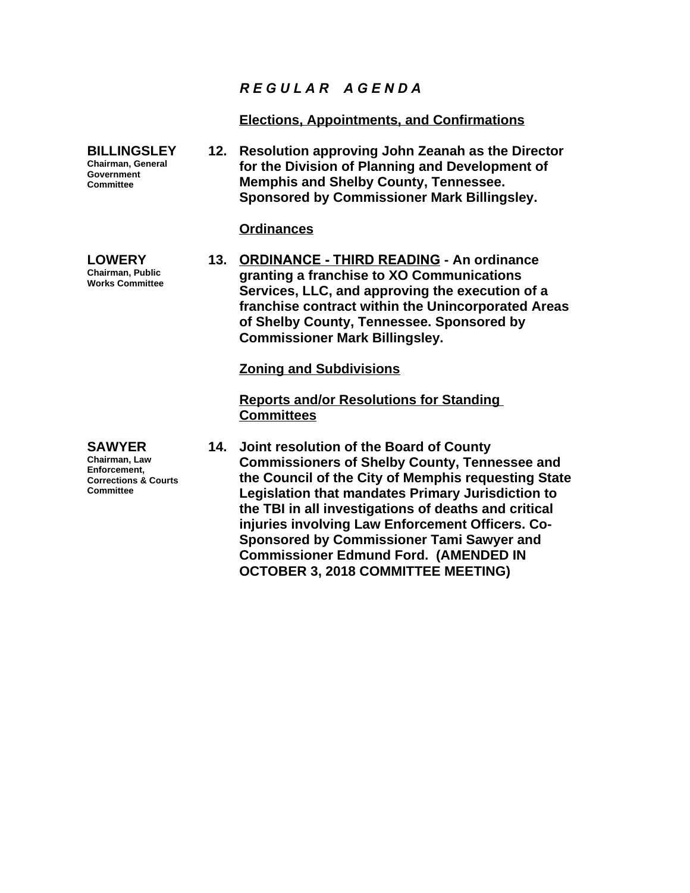## *R E G U L A R   A G E N D A*

### Elections, Appointments, and Confirmations

**BILLINGSLEY**
Chairman, General Government Committee

**12. Resolution approving John Zeanah as the Director for the Division of Planning and Development of Memphis and Shelby County, Tennessee. Sponsored by Commissioner Mark Billingsley.**

### Ordinances

**LOWERY**
Chairman, Public Works Committee

**13. ORDINANCE - THIRD READING - An ordinance granting a franchise to XO Communications Services, LLC, and approving the execution of a franchise contract within the Unincorporated Areas of Shelby County, Tennessee. Sponsored by Commissioner Mark Billingsley.**

### Zoning and Subdivisions

### Reports and/or Resolutions for Standing Committees

**SAWYER**
Chairman, Law Enforcement, Corrections & Courts Committee

**14. Joint resolution of the Board of County Commissioners of Shelby County, Tennessee and the Council of the City of Memphis requesting State Legislation that mandates Primary Jurisdiction to the TBI in all investigations of deaths and critical injuries involving Law Enforcement Officers. Co-Sponsored by Commissioner Tami Sawyer and Commissioner Edmund Ford. (AMENDED IN OCTOBER 3, 2018 COMMITTEE MEETING)**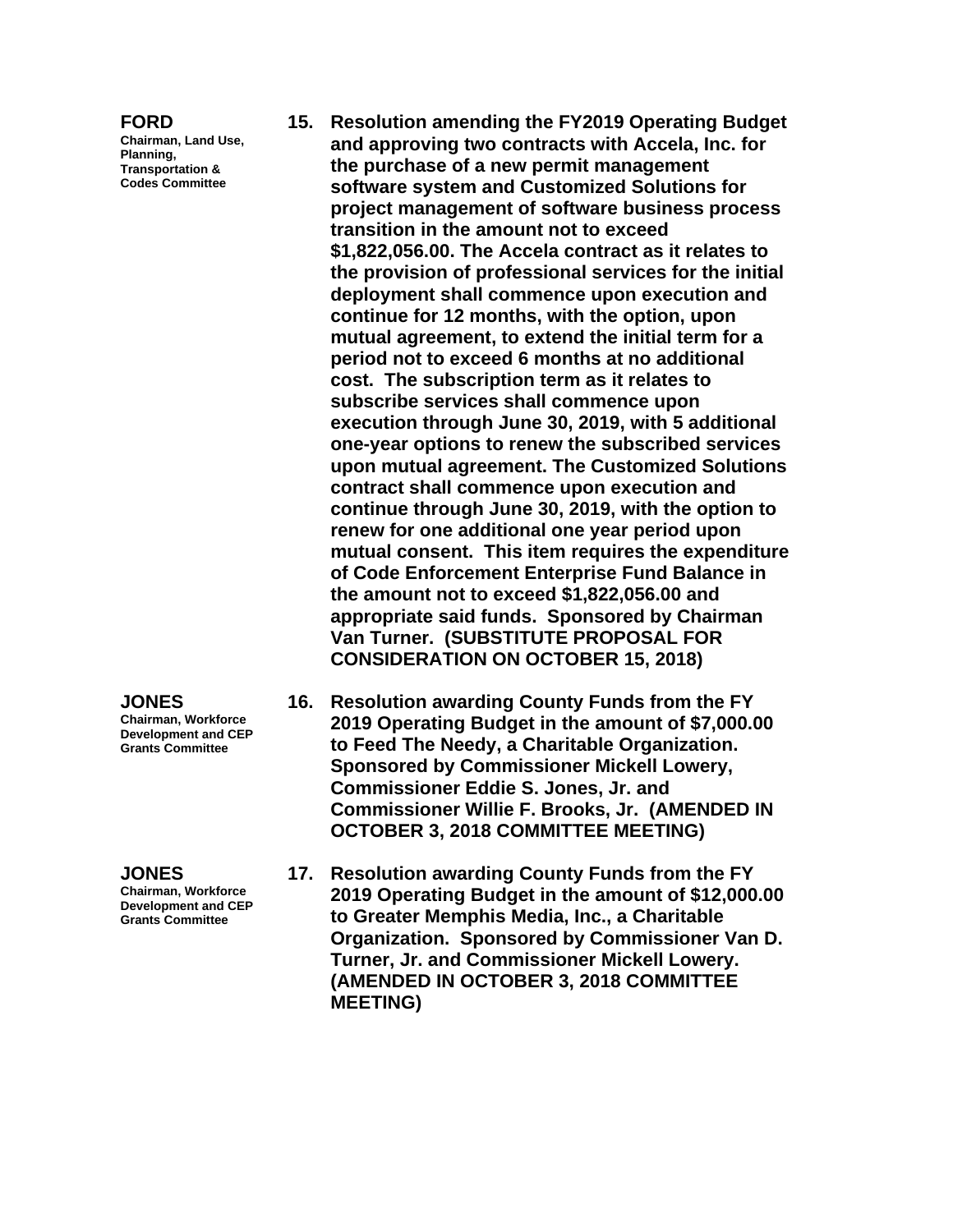**FORD**
Chairman, Land Use, Planning, Transportation & Codes Committee

**15. Resolution amending the FY2019 Operating Budget and approving two contracts with Accela, Inc. for the purchase of a new permit management software system and Customized Solutions for project management of software business process transition in the amount not to exceed $1,822,056.00. The Accela contract as it relates to the provision of professional services for the initial deployment shall commence upon execution and continue for 12 months, with the option, upon mutual agreement, to extend the initial term for a period not to exceed 6 months at no additional cost. The subscription term as it relates to subscribe services shall commence upon execution through June 30, 2019, with 5 additional one-year options to renew the subscribed services upon mutual agreement. The Customized Solutions contract shall commence upon execution and continue through June 30, 2019, with the option to renew for one additional one year period upon mutual consent. This item requires the expenditure of Code Enforcement Enterprise Fund Balance in the amount not to exceed $1,822,056.00 and appropriate said funds. Sponsored by Chairman Van Turner. (SUBSTITUTE PROPOSAL FOR CONSIDERATION ON OCTOBER 15, 2018)**

**JONES**
Chairman, Workforce Development and CEP Grants Committee

**16. Resolution awarding County Funds from the FY 2019 Operating Budget in the amount of $7,000.00 to Feed The Needy, a Charitable Organization. Sponsored by Commissioner Mickell Lowery, Commissioner Eddie S. Jones, Jr. and Commissioner Willie F. Brooks, Jr. (AMENDED IN OCTOBER 3, 2018 COMMITTEE MEETING)**

**JONES**
Chairman, Workforce Development and CEP Grants Committee

**17. Resolution awarding County Funds from the FY 2019 Operating Budget in the amount of $12,000.00 to Greater Memphis Media, Inc., a Charitable Organization. Sponsored by Commissioner Van D. Turner, Jr. and Commissioner Mickell Lowery. (AMENDED IN OCTOBER 3, 2018 COMMITTEE MEETING)**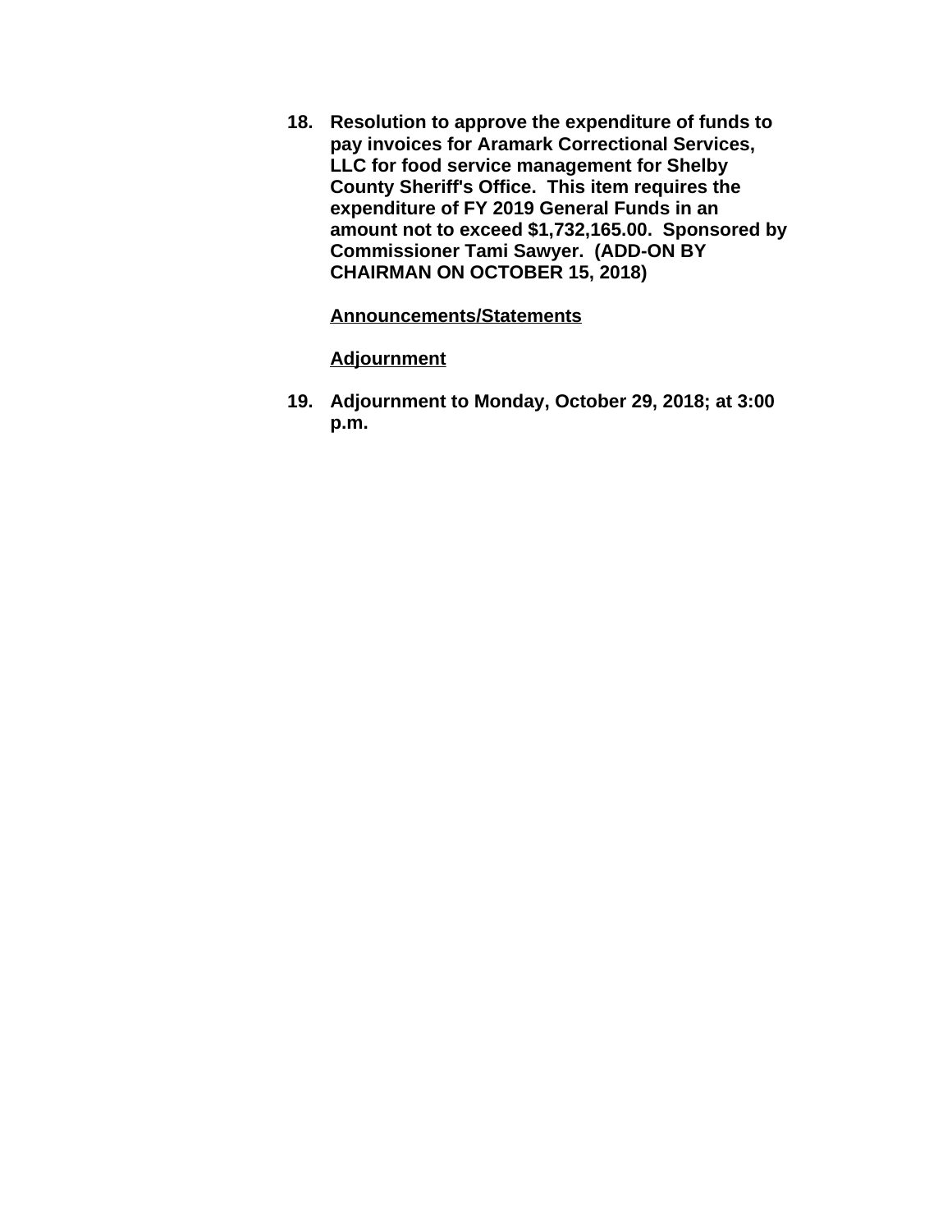18. **Resolution to approve the expenditure of funds to pay invoices for Aramark Correctional Services, LLC for food service management for Shelby County Sheriff's Office. This item requires the expenditure of FY 2019 General Funds in an amount not to exceed $1,732,165.00. Sponsored by Commissioner Tami Sawyer. (ADD-ON BY CHAIRMAN ON OCTOBER 15, 2018)**

**<u>Announcements/Statements</u>**

**<u>Adjournment</u>**

19. **Adjournment to Monday, October 29, 2018; at 3:00 p.m.**